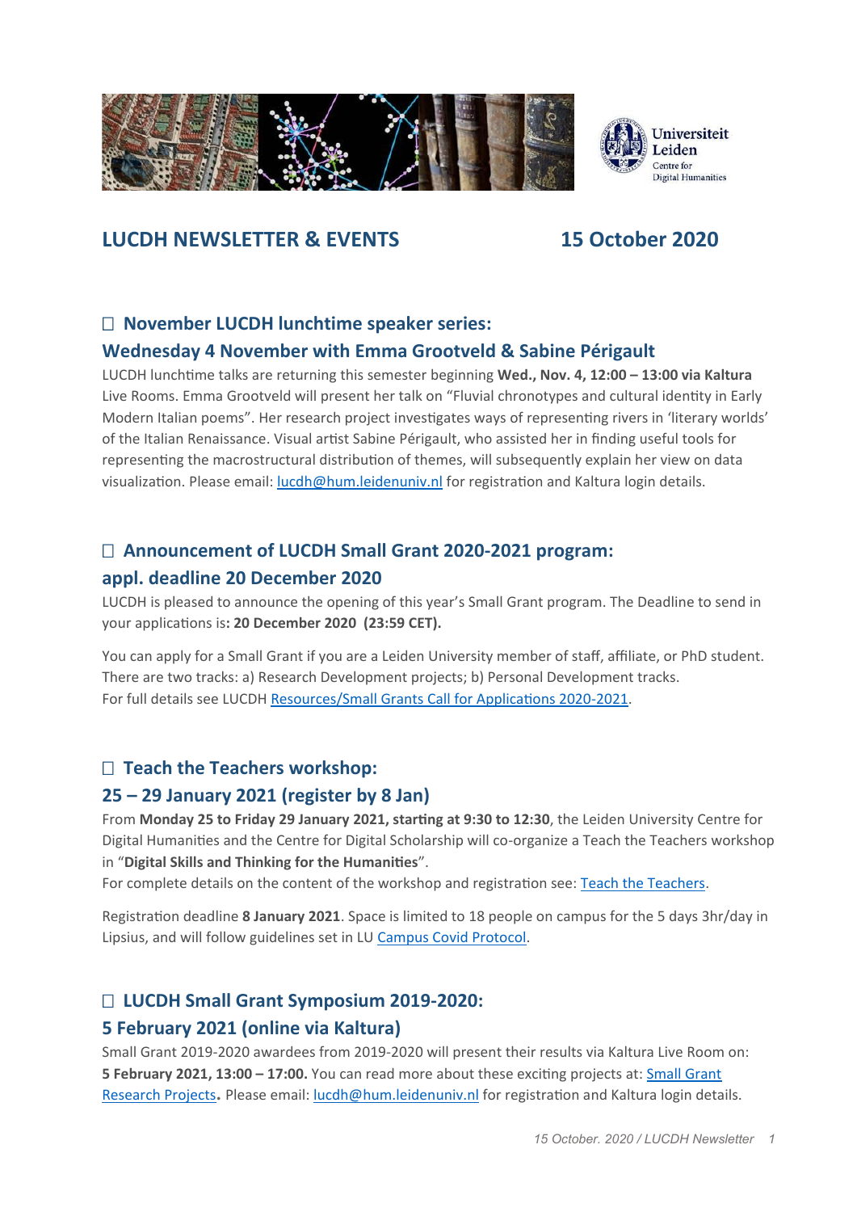# LUCDH NEWSLETTER & EVENTS 15 October 2020

## ☐ November LUCDH lunchtime speaker series: Wednesday 4 November with Emma Grootveld & Sabine Périgault

LUCDH lunchtime talks are returning this semester beginning **Wed., Nov. 4, 12:00 – 13:00 via Kaltura** Live Rooms. Emma Grootveld will present her talk on "Fluvial chronotypes and cultural identity in Early Modern Italian poems". Her research project investigates ways of representing rivers in 'literary worlds' of the Italian Renaissance. Visual artist Sabine Périgault, who assisted her in finding useful tools for representing the macrostructural distribution of themes, will subsequently explain her view on data visualization. Please email: lucdh@hum.leidenuniv.nl for registration and Kaltura login details.

## ☐ Announcement of LUCDH Small Grant 2020-2021 program: appl. deadline 20 December 2020

LUCDH is pleased to announce the opening of this year's Small Grant program. The Deadline to send in your applications is**: 20 December 2020 (23:59 CET).**

You can apply for a Small Grant if you are a Leiden University member of staff, affiliate, or PhD student. There are two tracks: a) Research Development projects; b) Personal Development tracks.
For full details see LUCDH Resources/Small Grants Call for Applications 2020-2021.

## ☐ Teach the Teachers workshop: 25 – 29 January 2021 (register by 8 Jan)

From **Monday 25 to Friday 29 January 2021, starting at 9:30 to 12:30**, the Leiden University Centre for Digital Humanities and the Centre for Digital Scholarship will co-organize a Teach the Teachers workshop in "**Digital Skills and Thinking for the Humanities**".
For complete details on the content of the workshop and registration see: Teach the Teachers.

Registration deadline **8 January 2021**. Space is limited to 18 people on campus for the 5 days 3hr/day in Lipsius, and will follow guidelines set in LU Campus Covid Protocol.

## ☐ LUCDH Small Grant Symposium 2019-2020: 5 February 2021 (online via Kaltura)

Small Grant 2019-2020 awardees from 2019-2020 will present their results via Kaltura Live Room on: **5 February 2021, 13:00 – 17:00.** You can read more about these exciting projects at: Small Grant Research Projects**.** Please email: lucdh@hum.leidenuniv.nl for registration and Kaltura login details.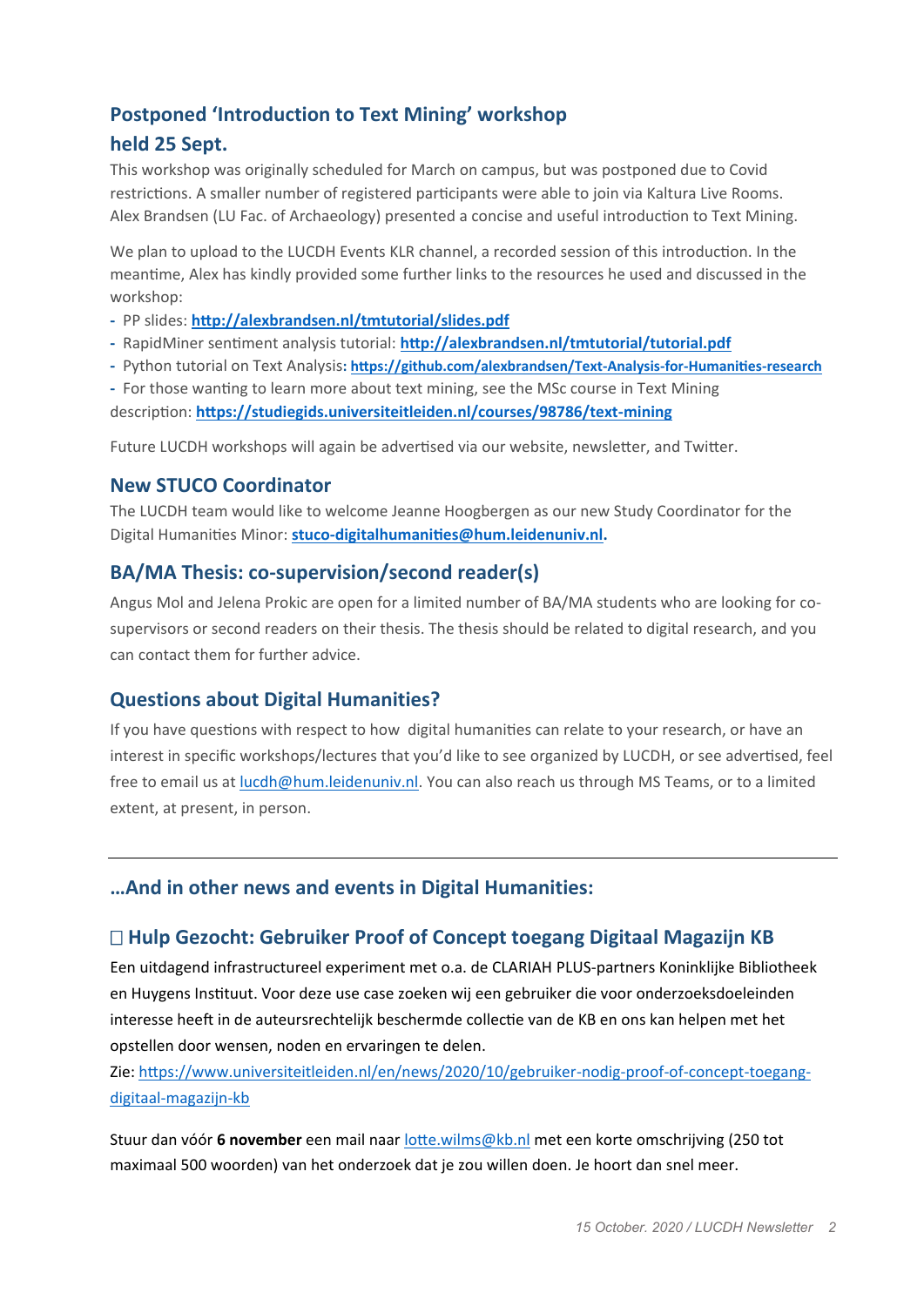## Postponed 'Introduction to Text Mining' workshop held 25 Sept.

This workshop was originally scheduled for March on campus, but was postponed due to Covid restrictions. A smaller number of registered participants were able to join via Kaltura Live Rooms. Alex Brandsen (LU Fac. of Archaeology) presented a concise and useful introduction to Text Mining.

We plan to upload to the LUCDH Events KLR channel, a recorded session of this introduction. In the meantime, Alex has kindly provided some further links to the resources he used and discussed in the workshop:

- PP slides: **http://alexbrandsen.nl/tmtutorial/slides.pdf**
- RapidMiner sentiment analysis tutorial: **http://alexbrandsen.nl/tmtutorial/tutorial.pdf**
- Python tutorial on Text Analysis: **https://github.com/alexbrandsen/Text-Analysis-for-Humanities-research**
- For those wanting to learn more about text mining, see the MSc course in Text Mining description: **https://studiegids.universiteitleiden.nl/courses/98786/text-mining**

Future LUCDH workshops will again be advertised via our website, newsletter, and Twitter.

## New STUCO Coordinator

The LUCDH team would like to welcome Jeanne Hoogbergen as our new Study Coordinator for the Digital Humanities Minor: **stuco-digitalhumanities@hum.leidenuniv.nl.**

## BA/MA Thesis: co-supervision/second reader(s)

Angus Mol and Jelena Prokic are open for a limited number of BA/MA students who are looking for co-supervisors or second readers on their thesis. The thesis should be related to digital research, and you can contact them for further advice.

## Questions about Digital Humanities?

If you have questions with respect to how digital humanities can relate to your research, or have an interest in specific workshops/lectures that you'd like to see organized by LUCDH, or see advertised, feel free to email us at lucdh@hum.leidenuniv.nl. You can also reach us through MS Teams, or to a limited extent, at present, in person.

---

## …And in other news and events in Digital Humanities:

### Hulp Gezocht: Gebruiker Proof of Concept toegang Digitaal Magazijn KB

Een uitdagend infrastructureel experiment met o.a. de CLARIAH PLUS-partners Koninklijke Bibliotheek en Huygens Instituut. Voor deze use case zoeken wij een gebruiker die voor onderzoeksdoeleinden interesse heeft in de auteursrechtelijk beschermde collectie van de KB en ons kan helpen met het opstellen door wensen, noden en ervaringen te delen.

Zie: https://www.universiteitleiden.nl/en/news/2020/10/gebruiker-nodig-proof-of-concept-toegang-digitaal-magazijn-kb

Stuur dan vóór **6 november** een mail naar lotte.wilms@kb.nl met een korte omschrijving (250 tot maximaal 500 woorden) van het onderzoek dat je zou willen doen. Je hoort dan snel meer.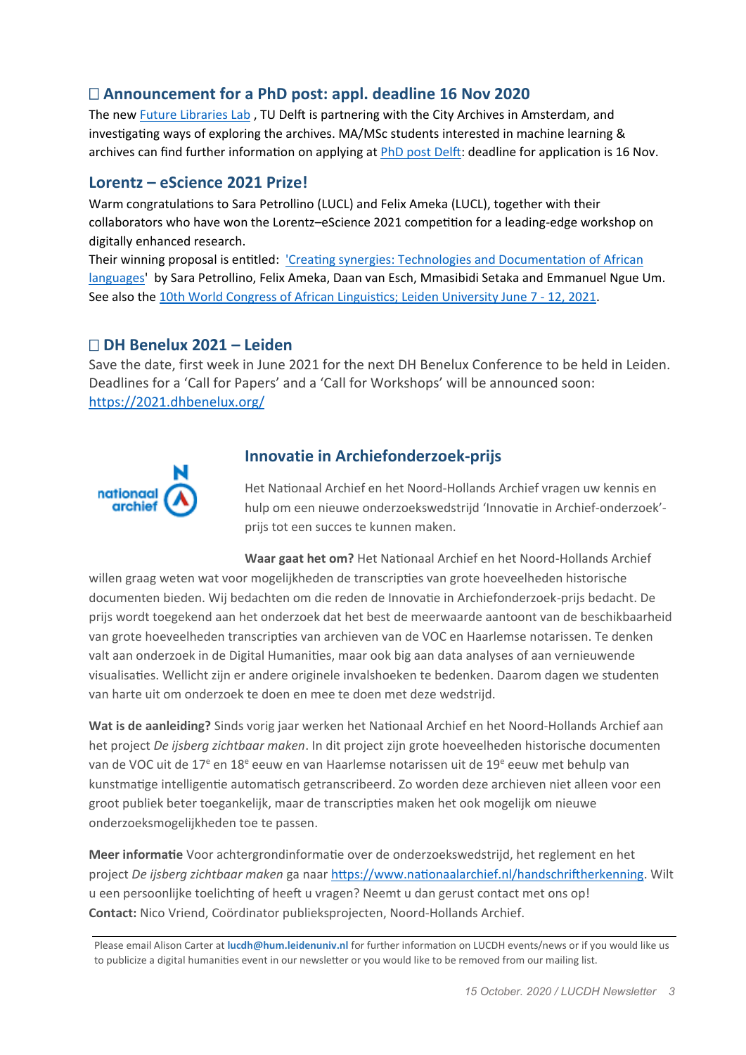## □ Announcement for a PhD post: appl. deadline 16 Nov 2020

The new Future Libraries Lab , TU Delft is partnering with the City Archives in Amsterdam, and investigating ways of exploring the archives. MA/MSc students interested in machine learning & archives can find further information on applying at PhD post Delft: deadline for application is 16 Nov.

## Lorentz – eScience 2021 Prize!

Warm congratulations to Sara Petrollino (LUCL) and Felix Ameka (LUCL), together with their collaborators who have won the Lorentz–eScience 2021 competition for a leading-edge workshop on digitally enhanced research.

Their winning proposal is entitled: 'Creating synergies: Technologies and Documentation of African languages' by Sara Petrollino, Felix Ameka, Daan van Esch, Mmasibidi Setaka and Emmanuel Ngue Um. See also the 10th World Congress of African Linguistics; Leiden University June 7 - 12, 2021.

## □ DH Benelux 2021 – Leiden

Save the date, first week in June 2021 for the next DH Benelux Conference to be held in Leiden. Deadlines for a 'Call for Papers' and a 'Call for Workshops' will be announced soon: https://2021.dhbenelux.org/

## Innovatie in Archiefonderzoek-prijs

Het Nationaal Archief en het Noord-Hollands Archief vragen uw kennis en hulp om een nieuwe onderzoekswedstrijd 'Innovatie in Archief-onderzoek'-prijs tot een succes te kunnen maken.

**Waar gaat het om?** Het Nationaal Archief en het Noord-Hollands Archief willen graag weten wat voor mogelijkheden de transcripties van grote hoeveelheden historische documenten bieden. Wij bedachten om die reden de Innovatie in Archiefonderzoek-prijs bedacht. De prijs wordt toegekend aan het onderzoek dat het best de meerwaarde aantoont van de beschikbaarheid van grote hoeveelheden transcripties van archieven van de VOC en Haarlemse notarissen. Te denken valt aan onderzoek in de Digital Humanities, maar ook big aan data analyses of aan vernieuwende visualisaties. Wellicht zijn er andere originele invalshoeken te bedenken. Daarom dagen we studenten van harte uit om onderzoek te doen en mee te doen met deze wedstrijd.

**Wat is de aanleiding?** Sinds vorig jaar werken het Nationaal Archief en het Noord-Hollands Archief aan het project *De ijsberg zichtbaar maken*. In dit project zijn grote hoeveelheden historische documenten van de VOC uit de 17e en 18e eeuw en van Haarlemse notarissen uit de 19e eeuw met behulp van kunstmatige intelligentie automatisch getranscribeerd. Zo worden deze archieven niet alleen voor een groot publiek beter toegankelijk, maar de transcripties maken het ook mogelijk om nieuwe onderzoeksmogelijkheden toe te passen.

**Meer informatie** Voor achtergrondinformatie over de onderzoekswedstrijd, het reglement en het project *De ijsberg zichtbaar maken* ga naar https://www.nationaalarchief.nl/handschriftherkenning. Wilt u een persoonlijke toelichting of heeft u vragen? Neemt u dan gerust contact met ons op!
**Contact:** Nico Vriend, Coördinator publieksprojecten, Noord-Hollands Archief.

---

Please email Alison Carter at **lucdh@hum.leidenuniv.nl** for further information on LUCDH events/news or if you would like us to publicize a digital humanities event in our newsletter or you would like to be removed from our mailing list.